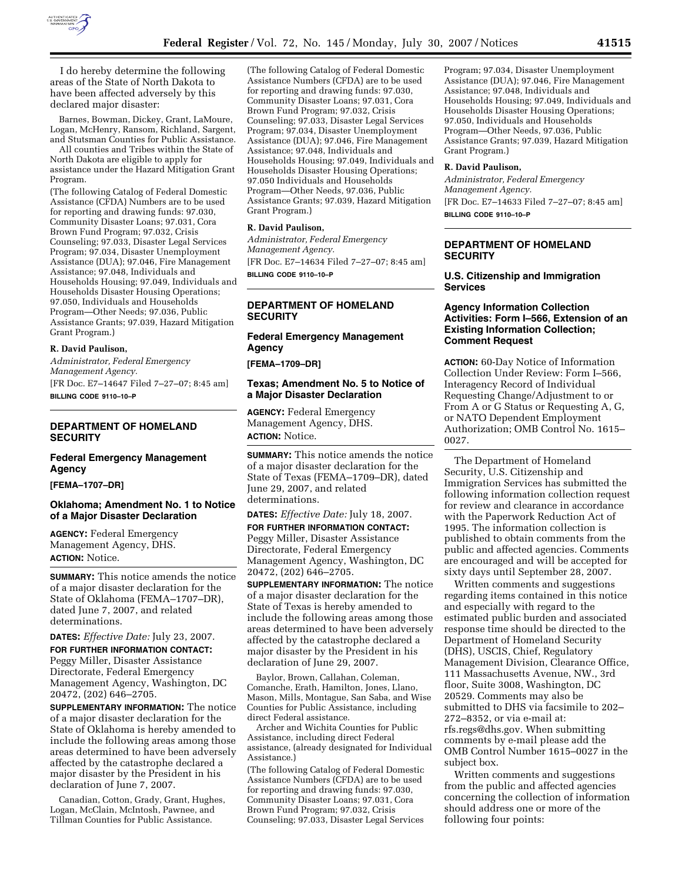I do hereby determine the following areas of the State of North Dakota to have been affected adversely by this declared major disaster:

Barnes, Bowman, Dickey, Grant, LaMoure, Logan, McHenry, Ransom, Richland, Sargent, and Stutsman Counties for Public Assistance.

All counties and Tribes within the State of North Dakota are eligible to apply for assistance under the Hazard Mitigation Grant Program.

(The following Catalog of Federal Domestic Assistance (CFDA) Numbers are to be used for reporting and drawing funds: 97.030, Community Disaster Loans; 97.031, Cora Brown Fund Program; 97.032, Crisis Counseling; 97.033, Disaster Legal Services Program; 97.034, Disaster Unemployment Assistance (DUA); 97.046, Fire Management Assistance; 97.048, Individuals and Households Housing; 97.049, Individuals and Households Disaster Housing Operations; 97.050, Individuals and Households Program—Other Needs; 97.036, Public Assistance Grants; 97.039, Hazard Mitigation Grant Program.)

**R. David Paulison,**

*Administrator, Federal Emergency Management Agency.*

[FR Doc. E7–14647 Filed 7–27–07; 8:45 am]

**BILLING CODE 9110–10–P**

## DEPARTMENT OF HOMELAND SECURITY

### Federal Emergency Management Agency

**[FEMA–1707–DR]**

### Oklahoma; Amendment No. 1 to Notice of a Major Disaster Declaration

**AGENCY:** Federal Emergency Management Agency, DHS.

**ACTION:** Notice.

**SUMMARY:** This notice amends the notice of a major disaster declaration for the State of Oklahoma (FEMA–1707–DR), dated June 7, 2007, and related determinations.

**DATES:** *Effective Date:* July 23, 2007.

**FOR FURTHER INFORMATION CONTACT:** Peggy Miller, Disaster Assistance Directorate, Federal Emergency Management Agency, Washington, DC 20472, (202) 646–2705.

**SUPPLEMENTARY INFORMATION:** The notice of a major disaster declaration for the State of Oklahoma is hereby amended to include the following areas among those areas determined to have been adversely affected by the catastrophe declared a major disaster by the President in his declaration of June 7, 2007.

Canadian, Cotton, Grady, Grant, Hughes, Logan, McClain, McIntosh, Pawnee, and Tillman Counties for Public Assistance.

(The following Catalog of Federal Domestic Assistance Numbers (CFDA) are to be used for reporting and drawing funds: 97.030, Community Disaster Loans; 97.031, Cora Brown Fund Program; 97.032, Crisis Counseling; 97.033, Disaster Legal Services Program; 97.034, Disaster Unemployment Assistance (DUA); 97.046, Fire Management Assistance; 97.048, Individuals and Households Housing; 97.049, Individuals and Households Disaster Housing Operations; 97.050 Individuals and Households Program—Other Needs, 97.036, Public Assistance Grants; 97.039, Hazard Mitigation Grant Program.)

**R. David Paulison,**

*Administrator, Federal Emergency Management Agency.*

[FR Doc. E7–14634 Filed 7–27–07; 8:45 am]

**BILLING CODE 9110–10–P**

## DEPARTMENT OF HOMELAND SECURITY

### Federal Emergency Management Agency

**[FEMA–1709–DR]**

### Texas; Amendment No. 5 to Notice of a Major Disaster Declaration

**AGENCY:** Federal Emergency Management Agency, DHS.

**ACTION:** Notice.

**SUMMARY:** This notice amends the notice of a major disaster declaration for the State of Texas (FEMA–1709–DR), dated June 29, 2007, and related determinations.

**DATES:** *Effective Date:* July 18, 2007.

**FOR FURTHER INFORMATION CONTACT:** Peggy Miller, Disaster Assistance Directorate, Federal Emergency Management Agency, Washington, DC 20472, (202) 646–2705.

**SUPPLEMENTARY INFORMATION:** The notice of a major disaster declaration for the State of Texas is hereby amended to include the following areas among those areas determined to have been adversely affected by the catastrophe declared a major disaster by the President in his declaration of June 29, 2007.

Baylor, Brown, Callahan, Coleman, Comanche, Erath, Hamilton, Jones, Llano, Mason, Mills, Montague, San Saba, and Wise Counties for Public Assistance, including direct Federal assistance.

Archer and Wichita Counties for Public Assistance, including direct Federal assistance, (already designated for Individual Assistance.)

(The following Catalog of Federal Domestic Assistance Numbers (CFDA) are to be used for reporting and drawing funds: 97.030, Community Disaster Loans; 97.031, Cora Brown Fund Program; 97.032, Crisis Counseling; 97.033, Disaster Legal Services Program; 97.034, Disaster Unemployment Assistance (DUA); 97.046, Fire Management Assistance; 97.048, Individuals and Households Housing; 97.049, Individuals and Households Disaster Housing Operations; 97.050, Individuals and Households Program—Other Needs, 97.036, Public Assistance Grants; 97.039, Hazard Mitigation Grant Program.)

**R. David Paulison,**

*Administrator, Federal Emergency Management Agency.*

[FR Doc. E7–14633 Filed 7–27–07; 8:45 am]

**BILLING CODE 9110–10–P**

## DEPARTMENT OF HOMELAND SECURITY

### U.S. Citizenship and Immigration Services

### Agency Information Collection Activities: Form I–566, Extension of an Existing Information Collection; Comment Request

**ACTION:** 60-Day Notice of Information Collection Under Review: Form I–566, Interagency Record of Individual Requesting Change/Adjustment to or From A or G Status or Requesting A, G, or NATO Dependent Employment Authorization; OMB Control No. 1615–0027.

The Department of Homeland Security, U.S. Citizenship and Immigration Services has submitted the following information collection request for review and clearance in accordance with the Paperwork Reduction Act of 1995. The information collection is published to obtain comments from the public and affected agencies. Comments are encouraged and will be accepted for sixty days until September 28, 2007.

Written comments and suggestions regarding items contained in this notice and especially with regard to the estimated public burden and associated response time should be directed to the Department of Homeland Security (DHS), USCIS, Chief, Regulatory Management Division, Clearance Office, 111 Massachusetts Avenue, NW., 3rd floor, Suite 3008, Washington, DC 20529. Comments may also be submitted to DHS via facsimile to 202–272–8352, or via e-mail at: rfs.regs@dhs.gov. When submitting comments by e-mail please add the OMB Control Number 1615–0027 in the subject box.

Written comments and suggestions from the public and affected agencies concerning the collection of information should address one or more of the following four points: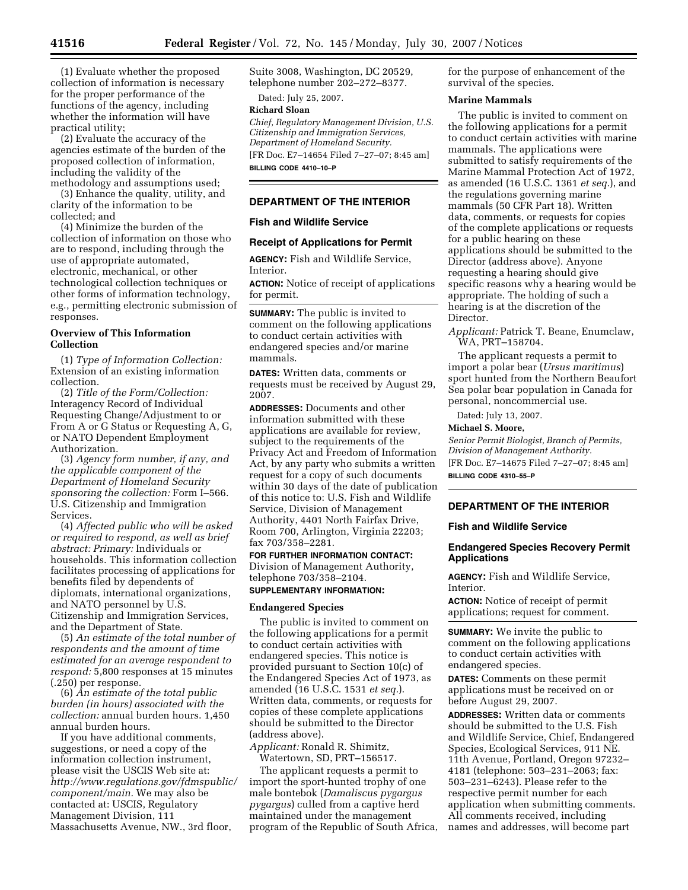(1) Evaluate whether the proposed collection of information is necessary for the proper performance of the functions of the agency, including whether the information will have practical utility;

(2) Evaluate the accuracy of the agencies estimate of the burden of the proposed collection of information, including the validity of the methodology and assumptions used;

(3) Enhance the quality, utility, and clarity of the information to be collected; and

(4) Minimize the burden of the collection of information on those who are to respond, including through the use of appropriate automated, electronic, mechanical, or other technological collection techniques or other forms of information technology, e.g., permitting electronic submission of responses.

**Overview of This Information Collection**

(1) *Type of Information Collection:* Extension of an existing information collection.

(2) *Title of the Form/Collection:* Interagency Record of Individual Requesting Change/Adjustment to or From A or G Status or Requesting A, G, or NATO Dependent Employment Authorization.

(3) *Agency form number, if any, and the applicable component of the Department of Homeland Security sponsoring the collection:* Form I–566. U.S. Citizenship and Immigration Services.

(4) *Affected public who will be asked or required to respond, as well as brief abstract: Primary:* Individuals or households. This information collection facilitates processing of applications for benefits filed by dependents of diplomats, international organizations, and NATO personnel by U.S. Citizenship and Immigration Services, and the Department of State.

(5) *An estimate of the total number of respondents and the amount of time estimated for an average respondent to respond:* 5,800 responses at 15 minutes (.250) per response.

(6) *An estimate of the total public burden (in hours) associated with the collection:* annual burden hours. 1,450 annual burden hours.

If you have additional comments, suggestions, or need a copy of the information collection instrument, please visit the USCIS Web site at: *http://www.regulations.gov/fdmspublic/component/main.* We may also be contacted at: USCIS, Regulatory Management Division, 111 Massachusetts Avenue, NW., 3rd floor, Suite 3008, Washington, DC 20529, telephone number 202–272–8377.

Dated: July 25, 2007.

**Richard Sloan**

*Chief, Regulatory Management Division, U.S. Citizenship and Immigration Services, Department of Homeland Security.*

[FR Doc. E7–14654 Filed 7–27–07; 8:45 am]

**BILLING CODE 4410–10–P**

## DEPARTMENT OF THE INTERIOR

### Fish and Wildlife Service

### Receipt of Applications for Permit

**AGENCY:** Fish and Wildlife Service, Interior.

**ACTION:** Notice of receipt of applications for permit.

**SUMMARY:** The public is invited to comment on the following applications to conduct certain activities with endangered species and/or marine mammals.

**DATES:** Written data, comments or requests must be received by August 29, 2007.

**ADDRESSES:** Documents and other information submitted with these applications are available for review, subject to the requirements of the Privacy Act and Freedom of Information Act, by any party who submits a written request for a copy of such documents within 30 days of the date of publication of this notice to: U.S. Fish and Wildlife Service, Division of Management Authority, 4401 North Fairfax Drive, Room 700, Arlington, Virginia 22203; fax 703/358–2281.

**FOR FURTHER INFORMATION CONTACT:** Division of Management Authority, telephone 703/358–2104.

**SUPPLEMENTARY INFORMATION:**

**Endangered Species**

The public is invited to comment on the following applications for a permit to conduct certain activities with endangered species. This notice is provided pursuant to Section 10(c) of the Endangered Species Act of 1973, as amended (16 U.S.C. 1531 *et seq.*). Written data, comments, or requests for copies of these complete applications should be submitted to the Director (address above).

*Applicant:* Ronald R. Shimitz, Watertown, SD, PRT–156517.

The applicant requests a permit to import the sport-hunted trophy of one male bontebok (*Damaliscus pygargus pygargus*) culled from a captive herd maintained under the management program of the Republic of South Africa, for the purpose of enhancement of the survival of the species.

**Marine Mammals**

The public is invited to comment on the following applications for a permit to conduct certain activities with marine mammals. The applications were submitted to satisfy requirements of the Marine Mammal Protection Act of 1972, as amended (16 U.S.C. 1361 *et seq.*), and the regulations governing marine mammals (50 CFR Part 18). Written data, comments, or requests for copies of the complete applications or requests for a public hearing on these applications should be submitted to the Director (address above). Anyone requesting a hearing should give specific reasons why a hearing would be appropriate. The holding of such a hearing is at the discretion of the Director.

*Applicant:* Patrick T. Beane, Enumclaw, WA, PRT–158704.

The applicant requests a permit to import a polar bear (*Ursus maritimus*) sport hunted from the Northern Beaufort Sea polar bear population in Canada for personal, noncommercial use.

Dated: July 13, 2007.

**Michael S. Moore,**

*Senior Permit Biologist, Branch of Permits, Division of Management Authority.*

[FR Doc. E7–14675 Filed 7–27–07; 8:45 am]

**BILLING CODE 4310–55–P**

## DEPARTMENT OF THE INTERIOR

### Fish and Wildlife Service

### Endangered Species Recovery Permit Applications

**AGENCY:** Fish and Wildlife Service, Interior.

**ACTION:** Notice of receipt of permit applications; request for comment.

**SUMMARY:** We invite the public to comment on the following applications to conduct certain activities with endangered species.

**DATES:** Comments on these permit applications must be received on or before August 29, 2007.

**ADDRESSES:** Written data or comments should be submitted to the U.S. Fish and Wildlife Service, Chief, Endangered Species, Ecological Services, 911 NE. 11th Avenue, Portland, Oregon 97232–4181 (telephone: 503–231–2063; fax: 503–231–6243). Please refer to the respective permit number for each application when submitting comments. All comments received, including names and addresses, will become part